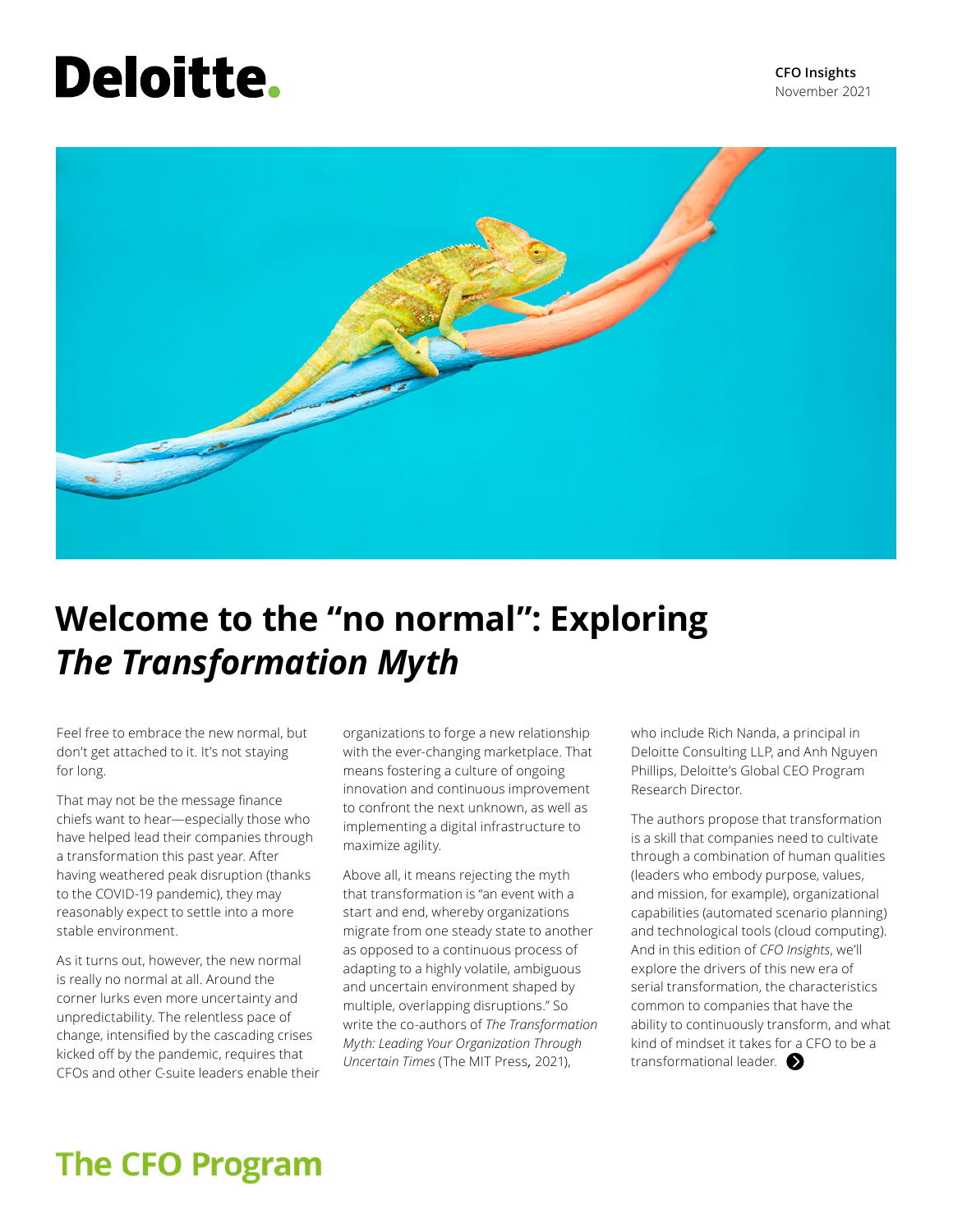Deloitte.

**CFO Insights**
November 2021

# Welcome to the "no normal": Exploring *The Transformation Myth*

Feel free to embrace the new normal, but don't get attached to it. It's not staying for long.

That may not be the message finance chiefs want to hear—especially those who have helped lead their companies through a transformation this past year. After having weathered peak disruption (thanks to the COVID-19 pandemic), they may reasonably expect to settle into a more stable environment.

As it turns out, however, the new normal is really no normal at all. Around the corner lurks even more uncertainty and unpredictability. The relentless pace of change, intensified by the cascading crises kicked off by the pandemic, requires that CFOs and other C-suite leaders enable their organizations to forge a new relationship with the ever-changing marketplace. That means fostering a culture of ongoing innovation and continuous improvement to confront the next unknown, as well as implementing a digital infrastructure to maximize agility.

Above all, it means rejecting the myth that transformation is "an event with a start and end, whereby organizations migrate from one steady state to another as opposed to a continuous process of adapting to a highly volatile, ambiguous and uncertain environment shaped by multiple, overlapping disruptions." So write the co-authors of *The Transformation Myth: Leading Your Organization Through Uncertain Times* (The MIT Press, 2021), who include Rich Nanda, a principal in Deloitte Consulting LLP, and Anh Nguyen Phillips, Deloitte's Global CEO Program Research Director.

The authors propose that transformation is a skill that companies need to cultivate through a combination of human qualities (leaders who embody purpose, values, and mission, for example), organizational capabilities (automated scenario planning) and technological tools (cloud computing). And in this edition of *CFO Insights*, we'll explore the drivers of this new era of serial transformation, the characteristics common to companies that have the ability to continuously transform, and what kind of mindset it takes for a CFO to be a transformational leader.

## The CFO Program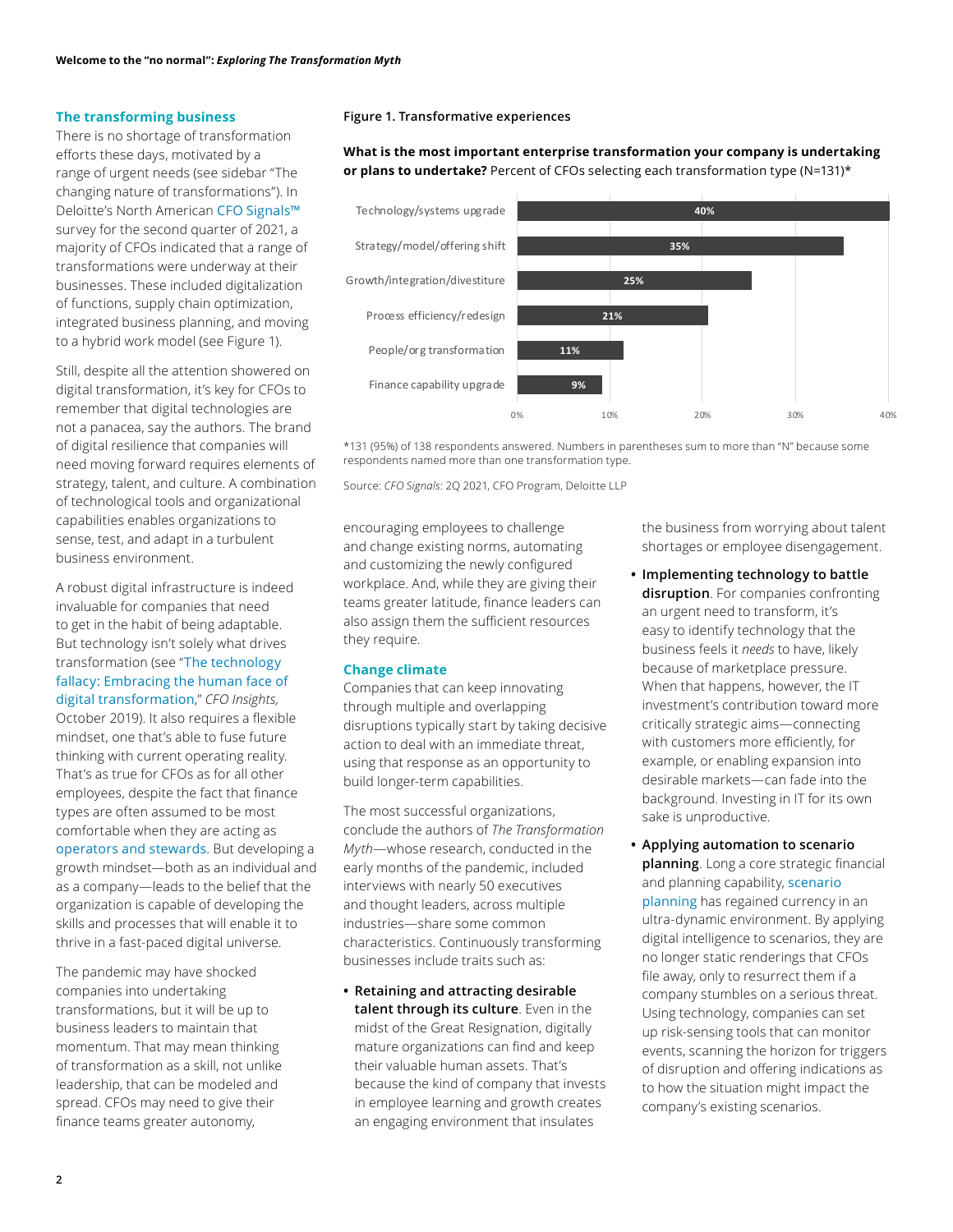## The transforming business

There is no shortage of transformation efforts these days, motivated by a range of urgent needs (see sidebar "The changing nature of transformations"). In Deloitte's North American CFO Signals™ survey for the second quarter of 2021, a majority of CFOs indicated that a range of transformations were underway at their businesses. These included digitalization of functions, supply chain optimization, integrated business planning, and moving to a hybrid work model (see Figure 1).

Still, despite all the attention showered on digital transformation, it's key for CFOs to remember that digital technologies are not a panacea, say the authors. The brand of digital resilience that companies will need moving forward requires elements of strategy, talent, and culture. A combination of technological tools and organizational capabilities enables organizations to sense, test, and adapt in a turbulent business environment.

A robust digital infrastructure is indeed invaluable for companies that need to get in the habit of being adaptable. But technology isn't solely what drives transformation (see "The technology fallacy: Embracing the human face of digital transformation," *CFO Insights,* October 2019). It also requires a flexible mindset, one that's able to fuse future thinking with current operating reality. That's as true for CFOs as for all other employees, despite the fact that finance types are often assumed to be most comfortable when they are acting as operators and stewards. But developing a growth mindset—both as an individual and as a company—leads to the belief that the organization is capable of developing the skills and processes that will enable it to thrive in a fast-paced digital universe.

The pandemic may have shocked companies into undertaking transformations, but it will be up to business leaders to maintain that momentum. That may mean thinking of transformation as a skill, not unlike leadership, that can be modeled and spread. CFOs may need to give their finance teams greater autonomy, encouraging employees to challenge and change existing norms, automating and customizing the newly configured workplace. And, while they are giving their teams greater latitude, finance leaders can also assign them the sufficient resources they require.

**Figure 1. Transformative experiences**

**What is the most important enterprise transformation your company is undertaking or plans to undertake?** Percent of CFOs selecting each transformation type (N=131)*

| Transformation type | Percent of CFOs |
|---|---|
| Technology/systems upgrade | 40% |
| Strategy/model/offering shift | 35% |
| Growth/integration/divestiture | 25% |
| Process efficiency/redesign | 21% |
| People/org transformation | 11% |
| Finance capability upgrade | 9% |

*131 (95%) of 138 respondents answered. Numbers in parentheses sum to more than "N" because some respondents named more than one transformation type.

Source: *CFO Signals*: 2Q 2021, CFO Program, Deloitte LLP

## Change climate

Companies that can keep innovating through multiple and overlapping disruptions typically start by taking decisive action to deal with an immediate threat, using that response as an opportunity to build longer-term capabilities.

The most successful organizations, conclude the authors of *The Transformation Myth*—whose research, conducted in the early months of the pandemic, included interviews with nearly 50 executives and thought leaders, across multiple industries—share some common characteristics. Continuously transforming businesses include traits such as:

- **Retaining and attracting desirable talent through its culture**. Even in the midst of the Great Resignation, digitally mature organizations can find and keep their valuable human assets. That's because the kind of company that invests in employee learning and growth creates an engaging environment that insulates the business from worrying about talent shortages or employee disengagement.
- **Implementing technology to battle disruption**. For companies confronting an urgent need to transform, it's easy to identify technology that the business feels it *needs* to have, likely because of marketplace pressure. When that happens, however, the IT investment's contribution toward more critically strategic aims—connecting with customers more efficiently, for example, or enabling expansion into desirable markets—can fade into the background. Investing in IT for its own sake is unproductive.
- **Applying automation to scenario planning**. Long a core strategic financial and planning capability, scenario planning has regained currency in an ultra-dynamic environment. By applying digital intelligence to scenarios, they are no longer static renderings that CFOs file away, only to resurrect them if a company stumbles on a serious threat. Using technology, companies can set up risk-sensing tools that can monitor events, scanning the horizon for triggers of disruption and offering indications as to how the situation might impact the company's existing scenarios.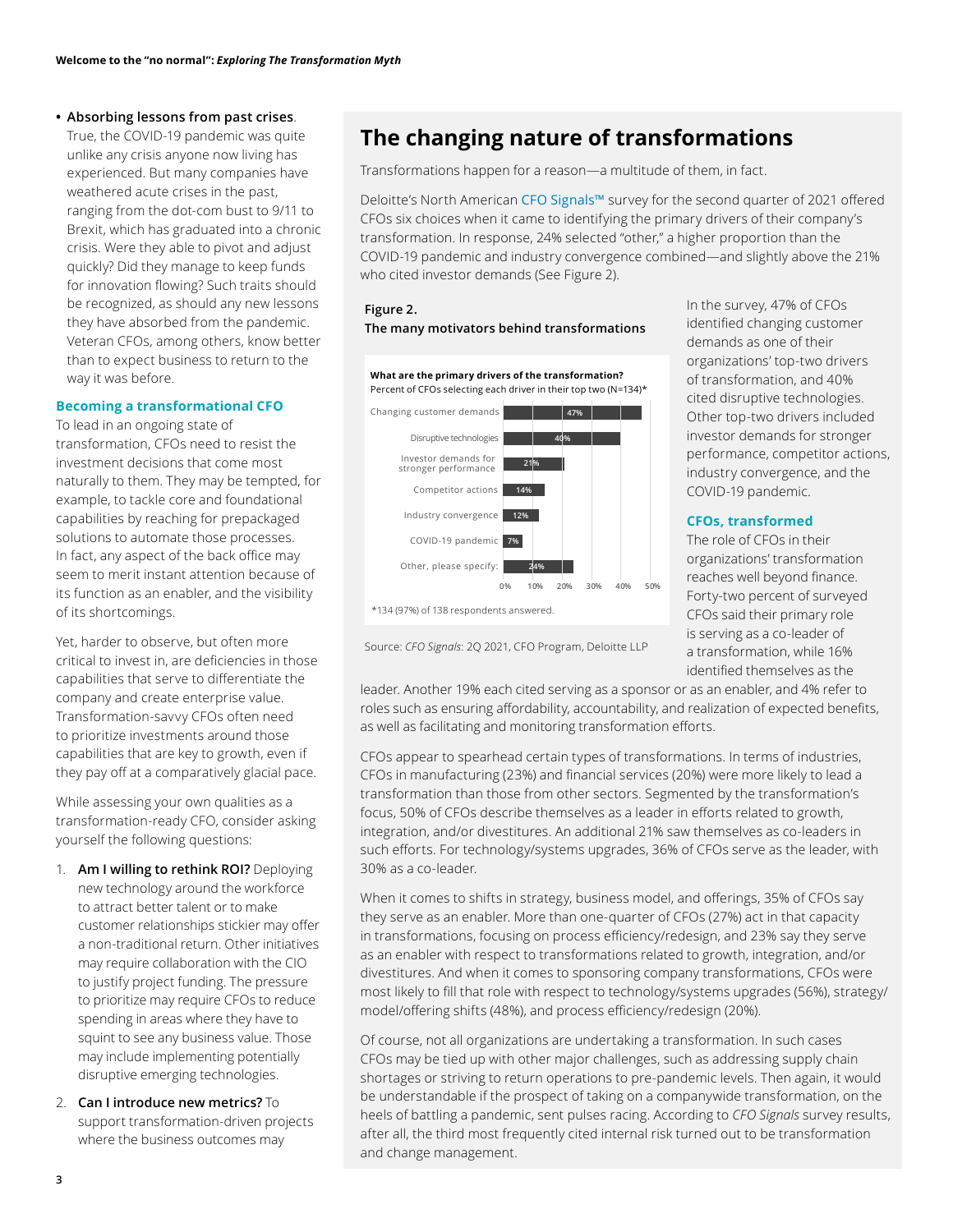- **Absorbing lessons from past crises**. True, the COVID-19 pandemic was quite unlike any crisis anyone now living has experienced. But many companies have weathered acute crises in the past, ranging from the dot-com bust to 9/11 to Brexit, which has graduated into a chronic crisis. Were they able to pivot and adjust quickly? Did they manage to keep funds for innovation flowing? Such traits should be recognized, as should any new lessons they have absorbed from the pandemic. Veteran CFOs, among others, know better than to expect business to return to the way it was before.

### Becoming a transformational CFO

To lead in an ongoing state of transformation, CFOs need to resist the investment decisions that come most naturally to them. They may be tempted, for example, to tackle core and foundational capabilities by reaching for prepackaged solutions to automate those processes. In fact, any aspect of the back office may seem to merit instant attention because of its function as an enabler, and the visibility of its shortcomings.

Yet, harder to observe, but often more critical to invest in, are deficiencies in those capabilities that serve to differentiate the company and create enterprise value. Transformation-savvy CFOs often need to prioritize investments around those capabilities that are key to growth, even if they pay off at a comparatively glacial pace.

While assessing your own qualities as a transformation-ready CFO, consider asking yourself the following questions:

1. **Am I willing to rethink ROI?** Deploying new technology around the workforce to attract better talent or to make customer relationships stickier may offer a non-traditional return. Other initiatives may require collaboration with the CIO to justify project funding. The pressure to prioritize may require CFOs to reduce spending in areas where they have to squint to see any business value. Those may include implementing potentially disruptive emerging technologies.
2. **Can I introduce new metrics?** To support transformation-driven projects where the business outcomes may

## The changing nature of transformations

Transformations happen for a reason—a multitude of them, in fact.

Deloitte's North American CFO Signals™ survey for the second quarter of 2021 offered CFOs six choices when it came to identifying the primary drivers of their company's transformation. In response, 24% selected "other," a higher proportion than the COVID-19 pandemic and industry convergence combined—and slightly above the 21% who cited investor demands (See Figure 2).

**Figure 2.**
**The many motivators behind transformations**

**What are the primary drivers of the transformation?**
Percent of CFOs selecting each driver in their top two (N=134)*

| Driver | Percent |
|---|---|
| Changing customer demands | 47% |
| Disruptive technologies | 40% |
| Investor demands for stronger performance | 21% |
| Competitor actions | 14% |
| Industry convergence | 12% |
| COVID-19 pandemic | 7% |
| Other, please specify: | 24% |

*134 (97%) of 138 respondents answered.

Source: *CFO Signals*: 2Q 2021, CFO Program, Deloitte LLP

In the survey, 47% of CFOs identified changing customer demands as one of their organizations' top-two drivers of transformation, and 40% cited disruptive technologies. Other top-two drivers included investor demands for stronger performance, competitor actions, industry convergence, and the COVID-19 pandemic.

### CFOs, transformed

The role of CFOs in their organizations' transformation reaches well beyond finance. Forty-two percent of surveyed CFOs said their primary role is serving as a co-leader of a transformation, while 16% identified themselves as the leader. Another 19% each cited serving as a sponsor or as an enabler, and 4% refer to roles such as ensuring affordability, accountability, and realization of expected benefits, as well as facilitating and monitoring transformation efforts.

CFOs appear to spearhead certain types of transformations. In terms of industries, CFOs in manufacturing (23%) and financial services (20%) were more likely to lead a transformation than those from other sectors. Segmented by the transformation's focus, 50% of CFOs describe themselves as a leader in efforts related to growth, integration, and/or divestitures. An additional 21% saw themselves as co-leaders in such efforts. For technology/systems upgrades, 36% of CFOs serve as the leader, with 30% as a co-leader.

When it comes to shifts in strategy, business model, and offerings, 35% of CFOs say they serve as an enabler. More than one-quarter of CFOs (27%) act in that capacity in transformations, focusing on process efficiency/redesign, and 23% say they serve as an enabler with respect to transformations related to growth, integration, and/or divestitures. And when it comes to sponsoring company transformations, CFOs were most likely to fill that role with respect to technology/systems upgrades (56%), strategy/model/offering shifts (48%), and process efficiency/redesign (20%).

Of course, not all organizations are undertaking a transformation. In such cases CFOs may be tied up with other major challenges, such as addressing supply chain shortages or striving to return operations to pre-pandemic levels. Then again, it would be understandable if the prospect of taking on a companywide transformation, on the heels of battling a pandemic, sent pulses racing. According to *CFO Signals* survey results, after all, the third most frequently cited internal risk turned out to be transformation and change management.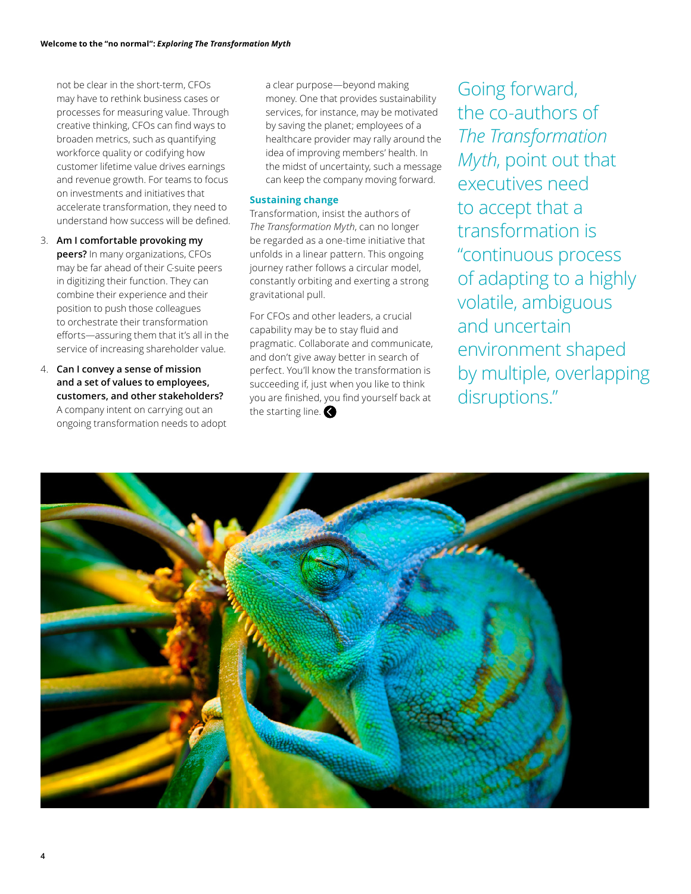not be clear in the short-term, CFOs may have to rethink business cases or processes for measuring value. Through creative thinking, CFOs can find ways to broaden metrics, such as quantifying workforce quality or codifying how customer lifetime value drives earnings and revenue growth. For teams to focus on investments and initiatives that accelerate transformation, they need to understand how success will be defined.

3. **Am I comfortable provoking my peers?** In many organizations, CFOs may be far ahead of their C-suite peers in digitizing their function. They can combine their experience and their position to push those colleagues to orchestrate their transformation efforts—assuring them that it's all in the service of increasing shareholder value.

4. **Can I convey a sense of mission and a set of values to employees, customers, and other stakeholders?** A company intent on carrying out an ongoing transformation needs to adopt a clear purpose—beyond making money. One that provides sustainability services, for instance, may be motivated by saving the planet; employees of a healthcare provider may rally around the idea of improving members' health. In the midst of uncertainty, such a message can keep the company moving forward.

### Sustaining change

Transformation, insist the authors of *The Transformation Myth*, can no longer be regarded as a one-time initiative that unfolds in a linear pattern. This ongoing journey rather follows a circular model, constantly orbiting and exerting a strong gravitational pull.

For CFOs and other leaders, a crucial capability may be to stay fluid and pragmatic. Collaborate and communicate, and don't give away better in search of perfect. You'll know the transformation is succeeding if, just when you like to think you are finished, you find yourself back at the starting line.

Going forward, the co-authors of *The Transformation Myth*, point out that executives need to accept that a transformation is "continuous process of adapting to a highly volatile, ambiguous and uncertain environment shaped by multiple, overlapping disruptions."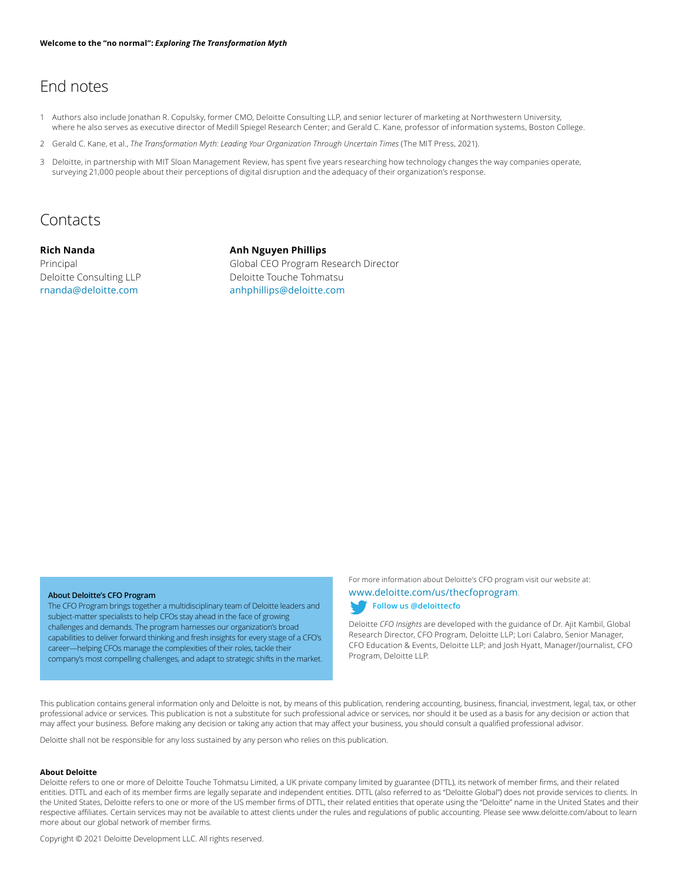## End notes

1. Authors also include Jonathan R. Copulsky, former CMO, Deloitte Consulting LLP, and senior lecturer of marketing at Northwestern University, where he also serves as executive director of Medill Spiegel Research Center; and Gerald C. Kane, professor of information systems, Boston College.
2. Gerald C. Kane, et al., *The Transformation Myth: Leading Your Organization Through Uncertain Times* (The MIT Press, 2021).
3. Deloitte, in partnership with MIT Sloan Management Review, has spent five years researching how technology changes the way companies operate, surveying 21,000 people about their perceptions of digital disruption and the adequacy of their organization's response.

## Contacts

**Rich Nanda**
Principal
Deloitte Consulting LLP
rnanda@deloitte.com

**Anh Nguyen Phillips**
Global CEO Program Research Director
Deloitte Touche Tohmatsu
anhphillips@deloitte.com

**About Deloitte's CFO Program**
The CFO Program brings together a multidisciplinary team of Deloitte leaders and subject-matter specialists to help CFOs stay ahead in the face of growing challenges and demands. The program harnesses our organization's broad capabilities to deliver forward thinking and fresh insights for every stage of a CFO's career—helping CFOs manage the complexities of their roles, tackle their company's most compelling challenges, and adapt to strategic shifts in the market.

For more information about Deloitte's CFO program visit our website at:
www.deloitte.com/us/thecfoprogram.

**Follow us @deloittecfo**

Deloitte *CFO Insights* are developed with the guidance of Dr. Ajit Kambil, Global Research Director, CFO Program, Deloitte LLP; Lori Calabro, Senior Manager, CFO Education & Events, Deloitte LLP; and Josh Hyatt, Manager/Journalist, CFO Program, Deloitte LLP.

This publication contains general information only and Deloitte is not, by means of this publication, rendering accounting, business, financial, investment, legal, tax, or other professional advice or services. This publication is not a substitute for such professional advice or services, nor should it be used as a basis for any decision or action that may affect your business. Before making any decision or taking any action that may affect your business, you should consult a qualified professional advisor.

Deloitte shall not be responsible for any loss sustained by any person who relies on this publication.

**About Deloitte**
Deloitte refers to one or more of Deloitte Touche Tohmatsu Limited, a UK private company limited by guarantee (DTTL), its network of member firms, and their related entities. DTTL and each of its member firms are legally separate and independent entities. DTTL (also referred to as "Deloitte Global") does not provide services to clients. In the United States, Deloitte refers to one or more of the US member firms of DTTL, their related entities that operate using the "Deloitte" name in the United States and their respective affiliates. Certain services may not be available to attest clients under the rules and regulations of public accounting. Please see www.deloitte.com/about to learn more about our global network of member firms.

Copyright © 2021 Deloitte Development LLC. All rights reserved.